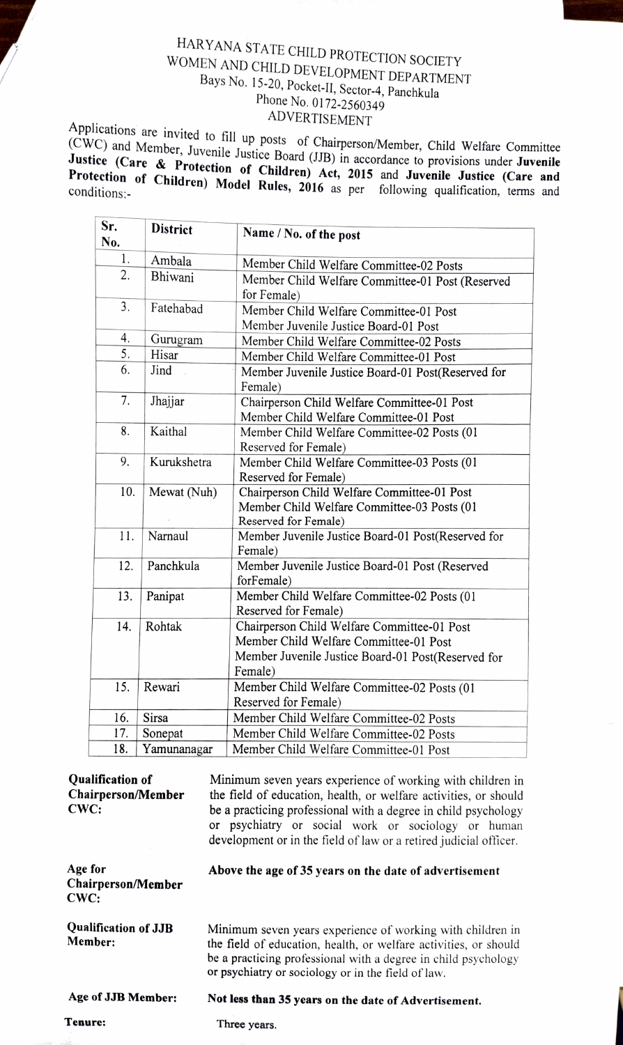# HARYANA STATE CHILD PROTECTION SOCIETY
## WOMEN AND CHILD DEVELOPMENT DEPARTMENT
### Bays No. 15-20, Pocket-II, Sector-4, Panchkula
### Phone No. 0172-2560349
### ADVERTISEMENT

Applications are invited to fill up posts of Chairperson/Member, Child Welfare Committee (CWC) and Member, Juvenile Justice Board (JJB) in accordance to provisions under **Juvenile Justice (Care & Protection of Children) Act, 2015** and **Juvenile Justice (Care and Protection of Children) Model Rules, 2016** as per following qualification, terms and conditions:-

| Sr. No. | District | Name / No. of the post |
|---|---|---|
| 1. | Ambala | Member Child Welfare Committee-02 Posts |
| 2. | Bhiwani | Member Child Welfare Committee-01 Post (Reserved for Female) |
| 3. | Fatehabad | Member Child Welfare Committee-01 Post<br>Member Juvenile Justice Board-01 Post |
| 4. | Gurugram | Member Child Welfare Committee-02 Posts |
| 5. | Hisar | Member Child Welfare Committee-01 Post |
| 6. | Jind | Member Juvenile Justice Board-01 Post(Reserved for Female) |
| 7. | Jhajjar | Chairperson Child Welfare Committee-01 Post<br>Member Child Welfare Committee-01 Post |
| 8. | Kaithal | Member Child Welfare Committee-02 Posts (01 Reserved for Female) |
| 9. | Kurukshetra | Member Child Welfare Committee-03 Posts (01 Reserved for Female) |
| 10. | Mewat (Nuh) | Chairperson Child Welfare Committee-01 Post<br>Member Child Welfare Committee-03 Posts (01 Reserved for Female) |
| 11. | Narnaul | Member Juvenile Justice Board-01 Post(Reserved for Female) |
| 12. | Panchkula | Member Juvenile Justice Board-01 Post (Reserved forFemale) |
| 13. | Panipat | Member Child Welfare Committee-02 Posts (01 Reserved for Female) |
| 14. | Rohtak | Chairperson Child Welfare Committee-01 Post<br>Member Child Welfare Committee-01 Post<br>Member Juvenile Justice Board-01 Post(Reserved for Female) |
| 15. | Rewari | Member Child Welfare Committee-02 Posts (01 Reserved for Female) |
| 16. | Sirsa | Member Child Welfare Committee-02 Posts |
| 17. | Sonepat | Member Child Welfare Committee-02 Posts |
| 18. | Yamunanagar | Member Child Welfare Committee-01 Post |

**Qualification of Chairperson/Member CWC:** Minimum seven years experience of working with children in the field of education, health, or welfare activities, or should be a practicing professional with a degree in child psychology or psychiatry or social work or sociology or human development or in the field of law or a retired judicial officer.

**Age for Chairperson/Member CWC:** **Above the age of 35 years on the date of advertisement**

**Qualification of JJB Member:** Minimum seven years experience of working with children in the field of education, health, or welfare activities, or should be a practicing professional with a degree in child psychology or psychiatry or sociology or in the field of law.

**Age of JJB Member:** **Not less than 35 years on the date of Advertisement.**

**Tenure:** Three years.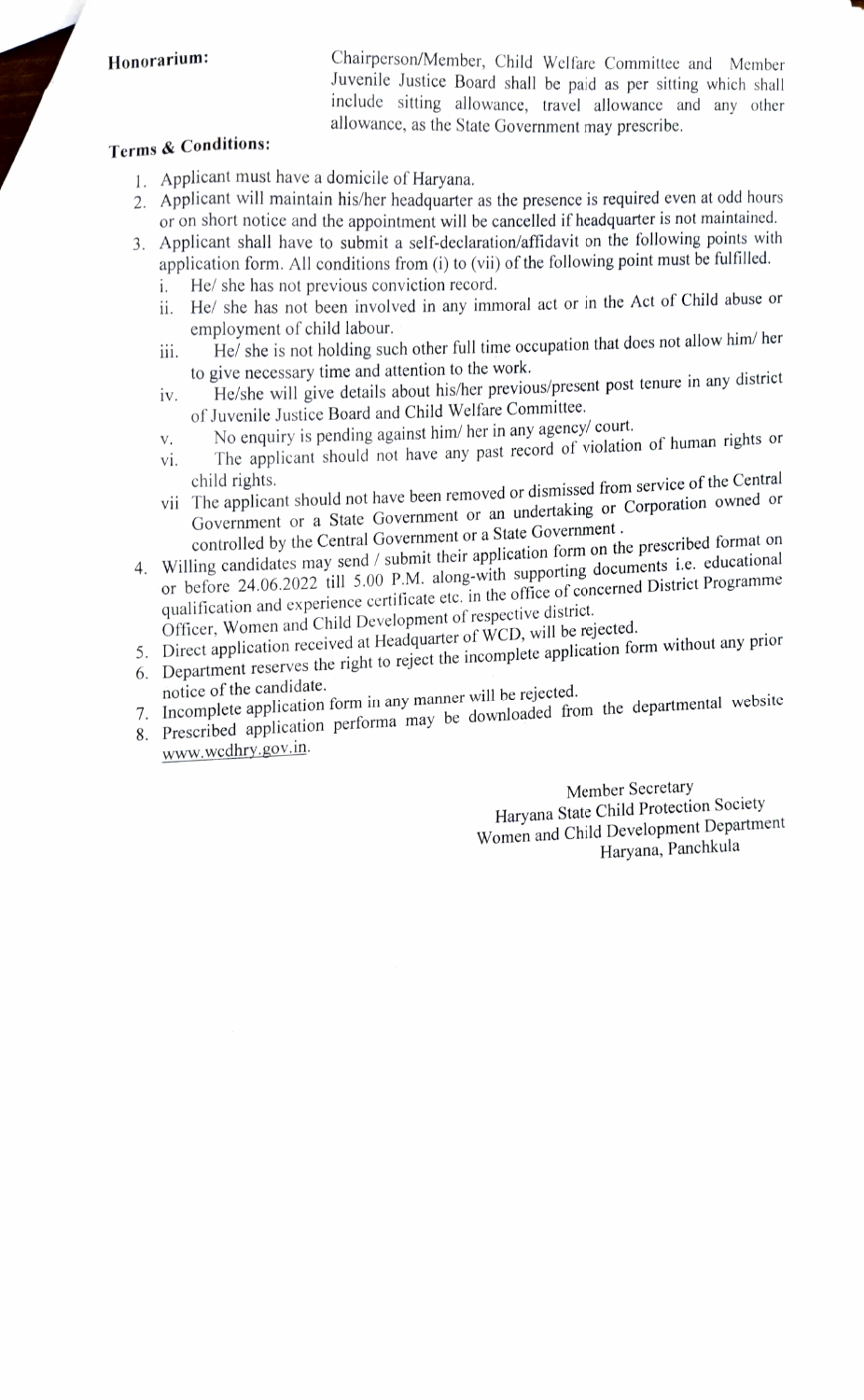**Honorarium:** Chairperson/Member, Child Welfare Committee and Member Juvenile Justice Board shall be paid as per sitting which shall include sitting allowance, travel allowance and any other allowance, as the State Government may prescribe.

**Terms & Conditions:**

1. Applicant must have a domicile of Haryana.
2. Applicant will maintain his/her headquarter as the presence is required even at odd hours or on short notice and the appointment will be cancelled if headquarter is not maintained.
3. Applicant shall have to submit a self-declaration/affidavit on the following points with application form. All conditions from (i) to (vii) of the following point must be fulfilled.
   - i. He/ she has not previous conviction record.
   - ii. He/ she has not been involved in any immoral act or in the Act of Child abuse or employment of child labour.
   - iii. He/ she is not holding such other full time occupation that does not allow him/ her to give necessary time and attention to the work.
   - iv. He/she will give details about his/her previous/present post tenure in any district of Juvenile Justice Board and Child Welfare Committee.
   - v. No enquiry is pending against him/ her in any agency/ court.
   - vi. The applicant should not have any past record of violation of human rights or child rights.
   - vii The applicant should not have been removed or dismissed from service of the Central Government or a State Government or an undertaking or Corporation owned or controlled by the Central Government or a State Government .
4. Willing candidates may send / submit their application form on the prescribed format on or before 24.06.2022 till 5.00 P.M. along-with supporting documents i.e. educational qualification and experience certificate etc. in the office of concerned District Programme Officer, Women and Child Development of respective district.
5. Direct application received at Headquarter of WCD, will be rejected.
6. Department reserves the right to reject the incomplete application form without any prior notice of the candidate.
7. Incomplete application form in any manner will be rejected.
8. Prescribed application performa may be downloaded from the departmental website www.wcdhry.gov.in.

Member Secretary
Haryana State Child Protection Society
Women and Child Development Department
Haryana, Panchkula